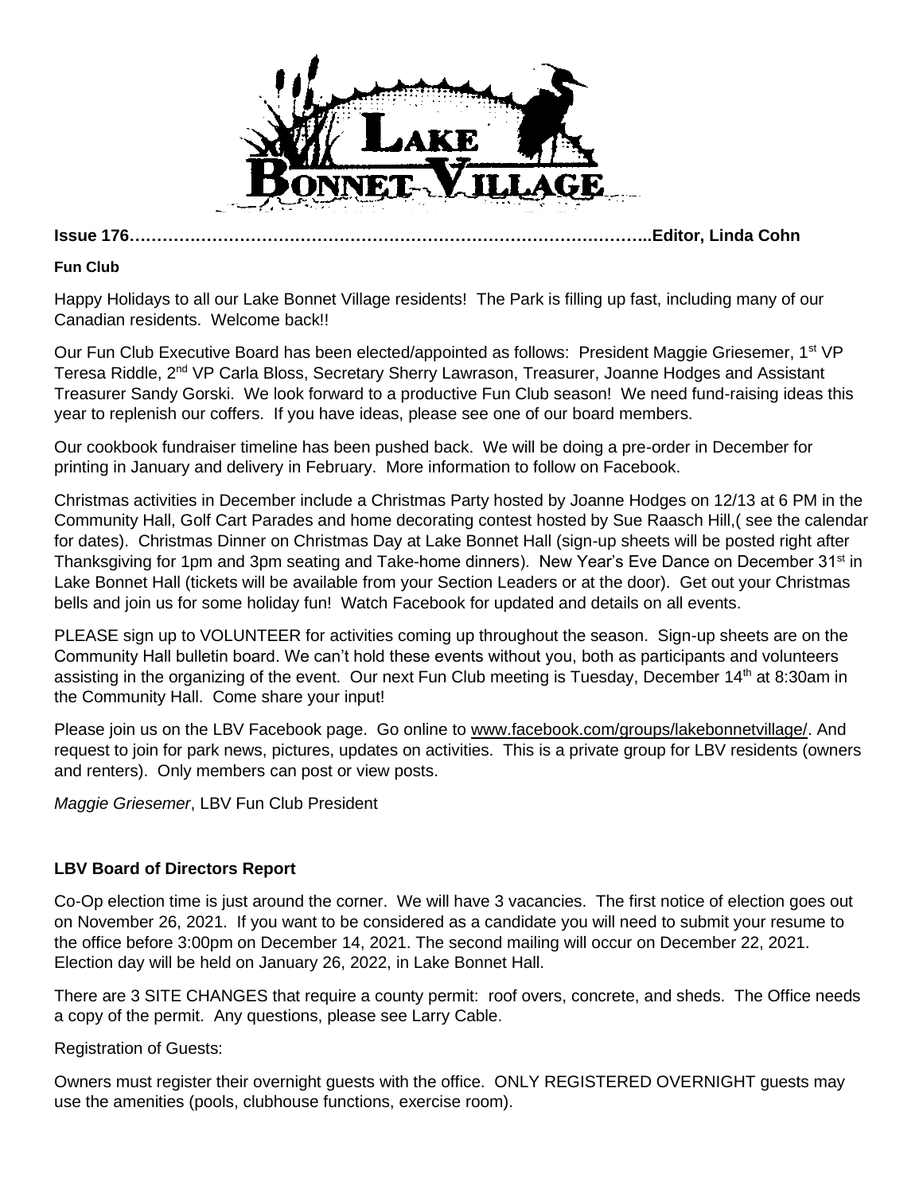# Lake Bonnet Village

**Issue 176……………………………………………………………………………………..Editor, Linda Cohn**

**Fun Club**

Happy Holidays to all our Lake Bonnet Village residents! The Park is filling up fast, including many of our Canadian residents. Welcome back!!

Our Fun Club Executive Board has been elected/appointed as follows: President Maggie Griesemer, 1st VP Teresa Riddle, 2nd VP Carla Bloss, Secretary Sherry Lawrason, Treasurer, Joanne Hodges and Assistant Treasurer Sandy Gorski. We look forward to a productive Fun Club season! We need fund-raising ideas this year to replenish our coffers. If you have ideas, please see one of our board members.

Our cookbook fundraiser timeline has been pushed back. We will be doing a pre-order in December for printing in January and delivery in February. More information to follow on Facebook.

Christmas activities in December include a Christmas Party hosted by Joanne Hodges on 12/13 at 6 PM in the Community Hall, Golf Cart Parades and home decorating contest hosted by Sue Raasch Hill,( see the calendar for dates). Christmas Dinner on Christmas Day at Lake Bonnet Hall (sign-up sheets will be posted right after Thanksgiving for 1pm and 3pm seating and Take-home dinners). New Year's Eve Dance on December 31st in Lake Bonnet Hall (tickets will be available from your Section Leaders or at the door). Get out your Christmas bells and join us for some holiday fun! Watch Facebook for updated and details on all events.

PLEASE sign up to VOLUNTEER for activities coming up throughout the season. Sign-up sheets are on the Community Hall bulletin board. We can't hold these events without you, both as participants and volunteers assisting in the organizing of the event. Our next Fun Club meeting is Tuesday, December 14th at 8:30am in the Community Hall. Come share your input!

Please join us on the LBV Facebook page. Go online to www.facebook.com/groups/lakebonnetvillage/. And request to join for park news, pictures, updates on activities. This is a private group for LBV residents (owners and renters). Only members can post or view posts.

*Maggie Griesemer*, LBV Fun Club President

**LBV Board of Directors Report**

Co-Op election time is just around the corner. We will have 3 vacancies. The first notice of election goes out on November 26, 2021. If you want to be considered as a candidate you will need to submit your resume to the office before 3:00pm on December 14, 2021. The second mailing will occur on December 22, 2021. Election day will be held on January 26, 2022, in Lake Bonnet Hall.

There are 3 SITE CHANGES that require a county permit: roof overs, concrete, and sheds. The Office needs a copy of the permit. Any questions, please see Larry Cable.

Registration of Guests:

Owners must register their overnight guests with the office. ONLY REGISTERED OVERNIGHT guests may use the amenities (pools, clubhouse functions, exercise room).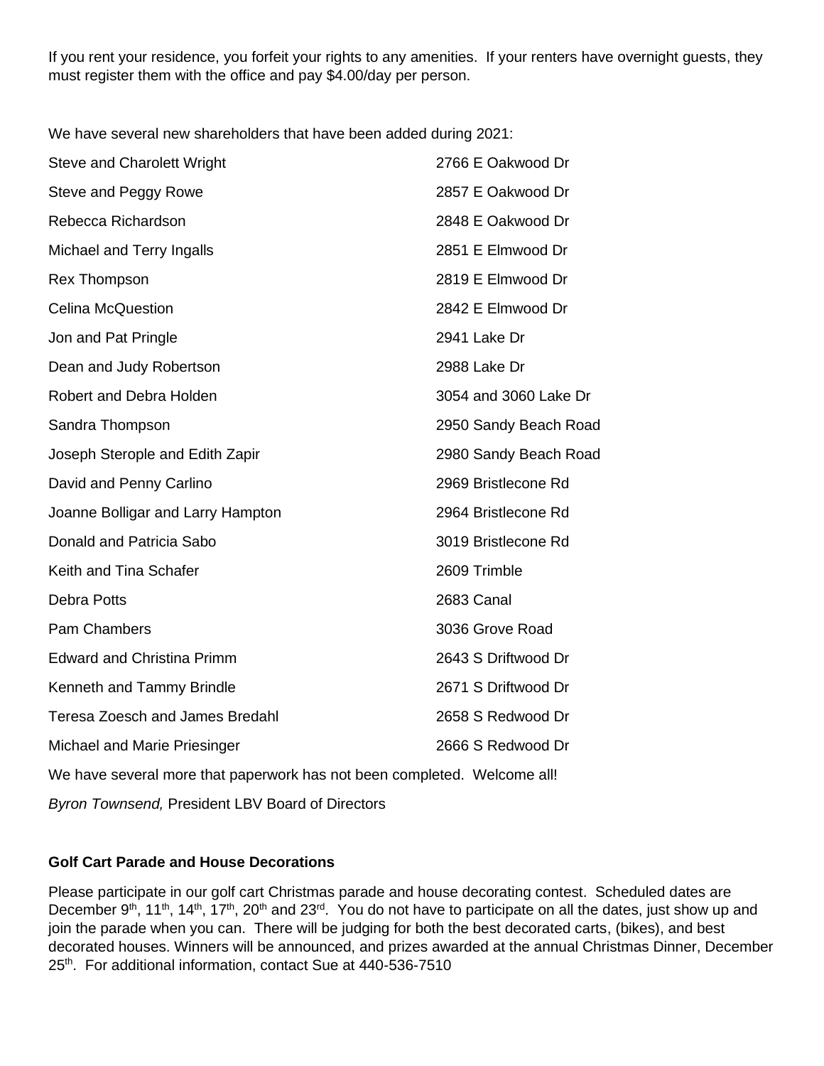If you rent your residence, you forfeit your rights to any amenities. If your renters have overnight guests, they must register them with the office and pay $4.00/day per person.

We have several new shareholders that have been added during 2021:

| | |
|---|---|
| Steve and Charolett Wright | 2766 E Oakwood Dr |
| Steve and Peggy Rowe | 2857 E Oakwood Dr |
| Rebecca Richardson | 2848 E Oakwood Dr |
| Michael and Terry Ingalls | 2851 E Elmwood Dr |
| Rex Thompson | 2819 E Elmwood Dr |
| Celina McQuestion | 2842 E Elmwood Dr |
| Jon and Pat Pringle | 2941 Lake Dr |
| Dean and Judy Robertson | 2988 Lake Dr |
| Robert and Debra Holden | 3054 and 3060 Lake Dr |
| Sandra Thompson | 2950 Sandy Beach Road |
| Joseph Sterople and Edith Zapir | 2980 Sandy Beach Road |
| David and Penny Carlino | 2969 Bristlecone Rd |
| Joanne Bolligar and Larry Hampton | 2964 Bristlecone Rd |
| Donald and Patricia Sabo | 3019 Bristlecone Rd |
| Keith and Tina Schafer | 2609 Trimble |
| Debra Potts | 2683 Canal |
| Pam Chambers | 3036 Grove Road |
| Edward and Christina Primm | 2643 S Driftwood Dr |
| Kenneth and Tammy Brindle | 2671 S Driftwood Dr |
| Teresa Zoesch and James Bredahl | 2658 S Redwood Dr |
| Michael and Marie Priesinger | 2666 S Redwood Dr |

We have several more that paperwork has not been completed. Welcome all!

*Byron Townsend,* President LBV Board of Directors

**Golf Cart Parade and House Decorations**

Please participate in our golf cart Christmas parade and house decorating contest. Scheduled dates are December 9th, 11th, 14th, 17th, 20th and 23rd. You do not have to participate on all the dates, just show up and join the parade when you can. There will be judging for both the best decorated carts, (bikes), and best decorated houses. Winners will be announced, and prizes awarded at the annual Christmas Dinner, December 25th. For additional information, contact Sue at 440-536-7510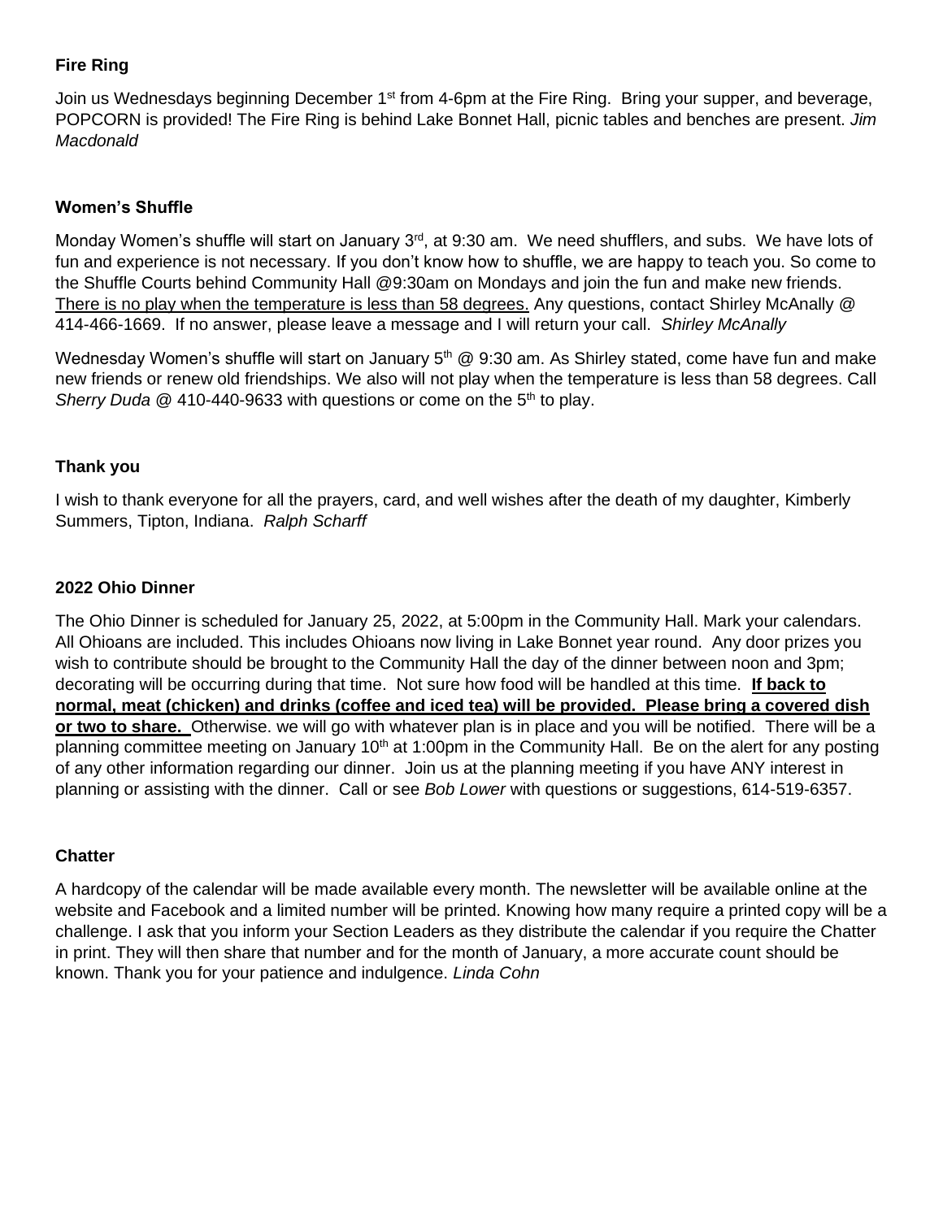**Fire Ring**

Join us Wednesdays beginning December 1st from 4-6pm at the Fire Ring. Bring your supper, and beverage, POPCORN is provided! The Fire Ring is behind Lake Bonnet Hall, picnic tables and benches are present. *Jim Macdonald*

**Women's Shuffle**

Monday Women's shuffle will start on January 3rd, at 9:30 am. We need shufflers, and subs. We have lots of fun and experience is not necessary. If you don't know how to shuffle, we are happy to teach you. So come to the Shuffle Courts behind Community Hall @9:30am on Mondays and join the fun and make new friends. <u>There is no play when the temperature is less than 58 degrees.</u> Any questions, contact Shirley McAnally @ 414-466-1669. If no answer, please leave a message and I will return your call. *Shirley McAnally*

Wednesday Women's shuffle will start on January 5th @ 9:30 am. As Shirley stated, come have fun and make new friends or renew old friendships. We also will not play when the temperature is less than 58 degrees. Call *Sherry Duda* @ 410-440-9633 with questions or come on the 5th to play.

**Thank you**

I wish to thank everyone for all the prayers, card, and well wishes after the death of my daughter, Kimberly Summers, Tipton, Indiana. *Ralph Scharff*

**2022 Ohio Dinner**

The Ohio Dinner is scheduled for January 25, 2022, at 5:00pm in the Community Hall. Mark your calendars. All Ohioans are included. This includes Ohioans now living in Lake Bonnet year round. Any door prizes you wish to contribute should be brought to the Community Hall the day of the dinner between noon and 3pm; decorating will be occurring during that time. Not sure how food will be handled at this time. **<u>If back to normal, meat (chicken) and drinks (coffee and iced tea) will be provided. Please bring a covered dish or two to share.</u>** Otherwise. we will go with whatever plan is in place and you will be notified. There will be a planning committee meeting on January 10th at 1:00pm in the Community Hall. Be on the alert for any posting of any other information regarding our dinner. Join us at the planning meeting if you have ANY interest in planning or assisting with the dinner. Call or see *Bob Lower* with questions or suggestions, 614-519-6357.

**Chatter**

A hardcopy of the calendar will be made available every month. The newsletter will be available online at the website and Facebook and a limited number will be printed. Knowing how many require a printed copy will be a challenge. I ask that you inform your Section Leaders as they distribute the calendar if you require the Chatter in print. They will then share that number and for the month of January, a more accurate count should be known. Thank you for your patience and indulgence. *Linda Cohn*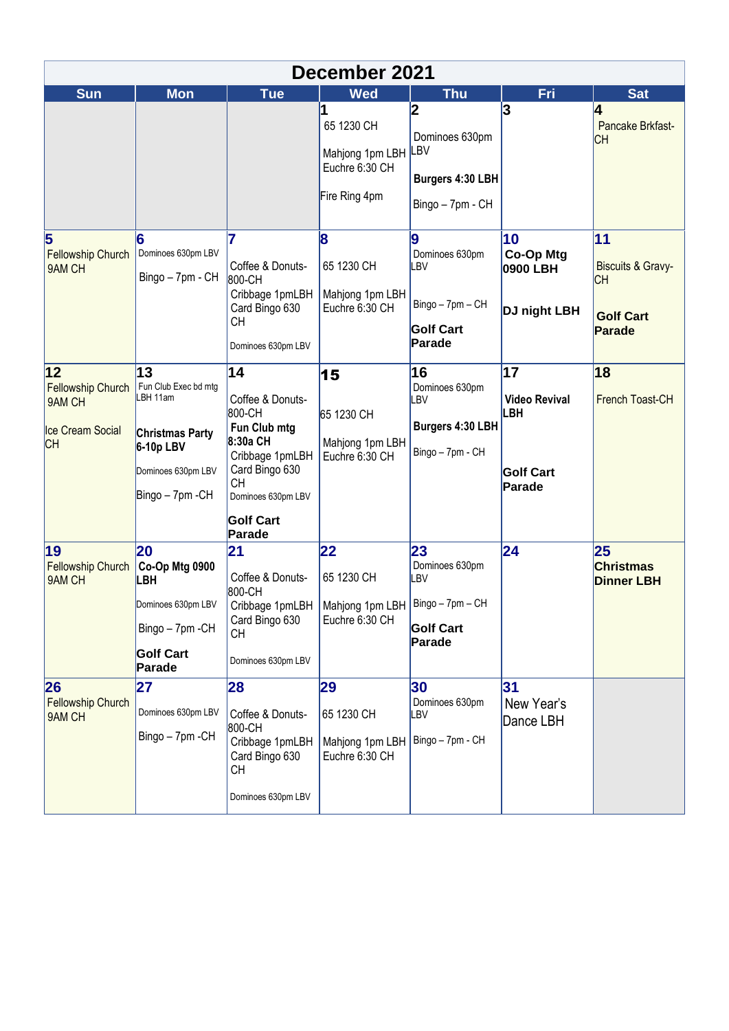# December 2021

| Sun | Mon | Tue | Wed | Thu | Fri | Sat |
|---|---|---|---|---|---|---|
| | | | **1**<br>65 1230 CH<br>Mahjong 1pm LBH<br>Euchre 6:30 CH<br>Fire Ring 4pm | **2**<br>Dominoes 630pm LBV<br>**Burgers 4:30 LBH**<br>Bingo – 7pm - CH | **3** | **4**<br>Pancake Brkfast-CH |
| **5**<br>Fellowship Church 9AM CH | **6**<br>Dominoes 630pm LBV<br>Bingo – 7pm - CH | **7**<br>Coffee & Donuts-800-CH<br>Cribbage 1pmLBH<br>Card Bingo 630 CH<br>Dominoes 630pm LBV | **8**<br>65 1230 CH<br>Mahjong 1pm LBH<br>Euchre 6:30 CH | **9**<br>Dominoes 630pm LBV<br>Bingo – 7pm – CH<br>**Golf Cart Parade** | **10**<br>**Co-Op Mtg 0900 LBH**<br>**DJ night LBH** | **11**<br>Biscuits & Gravy-CH<br>**Golf Cart Parade** |
| **12**<br>Fellowship Church 9AM CH<br>Ice Cream Social CH | **13**<br>Fun Club Exec bd mtg LBH 11am<br>**Christmas Party 6-10p LBV**<br>Dominoes 630pm LBV<br>Bingo – 7pm -CH | **14**<br>Coffee & Donuts-800-CH<br>**Fun Club mtg 8:30a CH**<br>Cribbage 1pmLBH<br>Card Bingo 630 CH<br>Dominoes 630pm LBV<br>**Golf Cart Parade** | **15**<br>65 1230 CH<br>Mahjong 1pm LBH<br>Euchre 6:30 CH | **16**<br>Dominoes 630pm LBV<br>**Burgers 4:30 LBH**<br>Bingo – 7pm - CH | **17**<br>**Video Revival LBH**<br>**Golf Cart Parade** | **18**<br>French Toast-CH |
| **19**<br>Fellowship Church 9AM CH | **20**<br>**Co-Op Mtg 0900 LBH**<br>Dominoes 630pm LBV<br>Bingo – 7pm -CH<br>**Golf Cart Parade** | **21**<br>Coffee & Donuts-800-CH<br>Cribbage 1pmLBH<br>Card Bingo 630 CH<br>Dominoes 630pm LBV | **22**<br>65 1230 CH<br>Mahjong 1pm LBH<br>Euchre 6:30 CH | **23**<br>Dominoes 630pm LBV<br>Bingo – 7pm – CH<br>**Golf Cart Parade** | **24** | **25**<br>**Christmas Dinner LBH** |
| **26**<br>Fellowship Church 9AM CH | **27**<br>Dominoes 630pm LBV<br>Bingo – 7pm -CH | **28**<br>Coffee & Donuts-800-CH<br>Cribbage 1pmLBH<br>Card Bingo 630 CH<br>Dominoes 630pm LBV | **29**<br>65 1230 CH<br>Mahjong 1pm LBH<br>Euchre 6:30 CH | **30**<br>Dominoes 630pm LBV<br>Bingo – 7pm - CH | **31**<br>New Year's Dance LBH | |